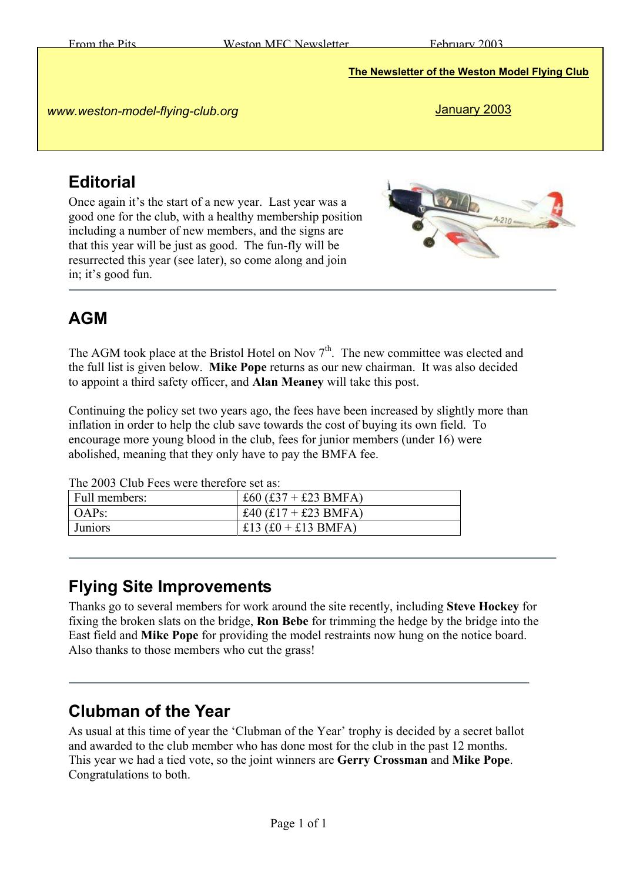**The Newsletter of the Weston Model Flying Club**

*www.weston-model-flying-club.org*

January 2003

## Editorial

Once again it's the start of a new year. Last year was a good one for the club, with a healthy membership position including a number of new members, and the signs are that this year will be just as good. The fun-fly will be resurrected this year (see later), so come along and join in; it's good fun.

## AGM

The AGM took place at the Bristol Hotel on Nov 7th. The new committee was elected and the full list is given below. **Mike Pope** returns as our new chairman. It was also decided to appoint a third safety officer, and **Alan Meaney** will take this post.

Continuing the policy set two years ago, the fees have been increased by slightly more than inflation in order to help the club save towards the cost of buying its own field. To encourage more young blood in the club, fees for junior members (under 16) were abolished, meaning that they only have to pay the BMFA fee.

The 2003 Club Fees were therefore set as:

| | |
|---|---|
| Full members: | £60 (£37 + £23 BMFA) |
| OAPs: | £40 (£17 + £23 BMFA) |
| Juniors | £13 (£0 + £13 BMFA) |

## Flying Site Improvements

Thanks go to several members for work around the site recently, including **Steve Hockey** for fixing the broken slats on the bridge, **Ron Bebe** for trimming the hedge by the bridge into the East field and **Mike Pope** for providing the model restraints now hung on the notice board. Also thanks to those members who cut the grass!

## Clubman of the Year

As usual at this time of year the 'Clubman of the Year' trophy is decided by a secret ballot and awarded to the club member who has done most for the club in the past 12 months. This year we had a tied vote, so the joint winners are **Gerry Crossman** and **Mike Pope**. Congratulations to both.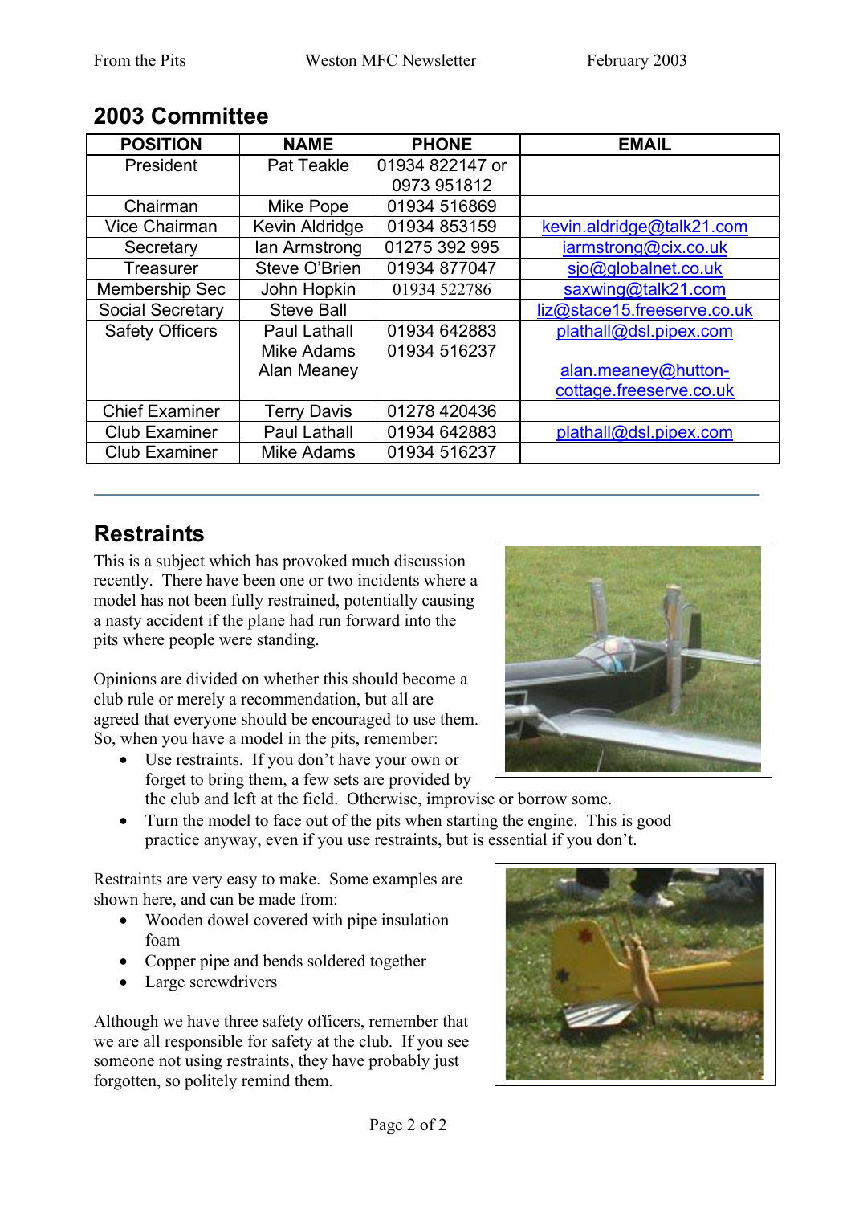## 2003 Committee

| POSITION | NAME | PHONE | EMAIL |
|---|---|---|---|
| President | Pat Teakle | 01934 822147 or 0973 951812 | |
| Chairman | Mike Pope | 01934 516869 | |
| Vice Chairman | Kevin Aldridge | 01934 853159 | kevin.aldridge@talk21.com |
| Secretary | Ian Armstrong | 01275 392 995 | iarmstrong@cix.co.uk |
| Treasurer | Steve O'Brien | 01934 877047 | sjo@globalnet.co.uk |
| Membership Sec | John Hopkin | 01934 522786 | saxwing@talk21.com |
| Social Secretary | Steve Ball | | liz@stace15.freeserve.co.uk |
| Safety Officers | Paul Lathall<br>Mike Adams<br>Alan Meaney | 01934 642883<br>01934 516237 | plathall@dsl.pipex.com<br><br>alan.meaney@hutton-cottage.freeserve.co.uk |
| Chief Examiner | Terry Davis | 01278 420436 | |
| Club Examiner | Paul Lathall | 01934 642883 | plathall@dsl.pipex.com |
| Club Examiner | Mike Adams | 01934 516237 | |

## Restraints

This is a subject which has provoked much discussion recently. There have been one or two incidents where a model has not been fully restrained, potentially causing a nasty accident if the plane had run forward into the pits where people were standing.

Opinions are divided on whether this should become a club rule or merely a recommendation, but all are agreed that everyone should be encouraged to use them. So, when you have a model in the pits, remember:

- Use restraints. If you don't have your own or forget to bring them, a few sets are provided by the club and left at the field. Otherwise, improvise or borrow some.
- Turn the model to face out of the pits when starting the engine. This is good practice anyway, even if you use restraints, but is essential if you don't.

Restraints are very easy to make. Some examples are shown here, and can be made from:

- Wooden dowel covered with pipe insulation foam
- Copper pipe and bends soldered together
- Large screwdrivers

Although we have three safety officers, remember that we are all responsible for safety at the club. If you see someone not using restraints, they have probably just forgotten, so politely remind them.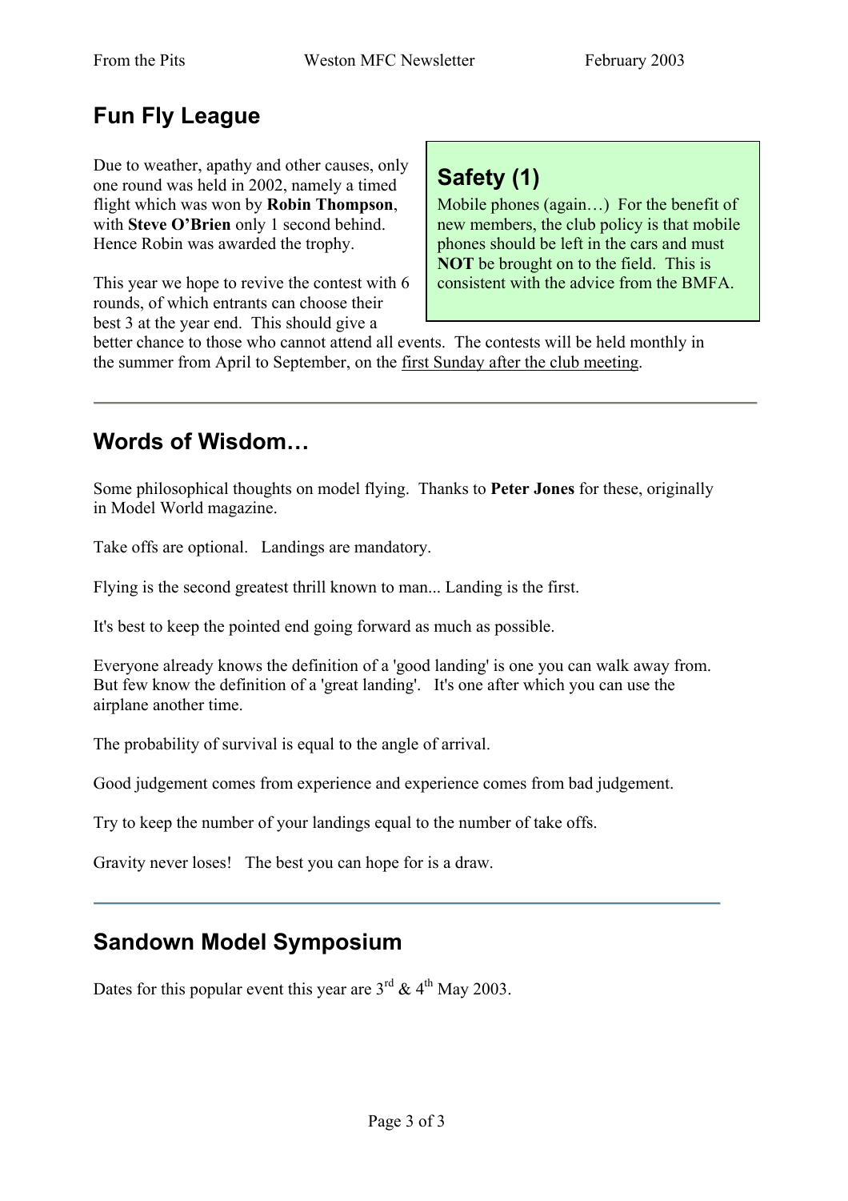## Fun Fly League

Due to weather, apathy and other causes, only one round was held in 2002, namely a timed flight which was won by **Robin Thompson**, with **Steve O'Brien** only 1 second behind. Hence Robin was awarded the trophy.

This year we hope to revive the contest with 6 rounds, of which entrants can choose their best 3 at the year end. This should give a better chance to those who cannot attend all events. The contests will be held monthly in the summer from April to September, on the first Sunday after the club meeting.

## Safety (1)

Mobile phones (again…) For the benefit of new members, the club policy is that mobile phones should be left in the cars and must **NOT** be brought on to the field. This is consistent with the advice from the BMFA.

---

## Words of Wisdom…

Some philosophical thoughts on model flying. Thanks to **Peter Jones** for these, originally in Model World magazine.

Take offs are optional. Landings are mandatory.

Flying is the second greatest thrill known to man... Landing is the first.

It's best to keep the pointed end going forward as much as possible.

Everyone already knows the definition of a 'good landing' is one you can walk away from. But few know the definition of a 'great landing'. It's one after which you can use the airplane another time.

The probability of survival is equal to the angle of arrival.

Good judgement comes from experience and experience comes from bad judgement.

Try to keep the number of your landings equal to the number of take offs.

Gravity never loses! The best you can hope for is a draw.

---

## Sandown Model Symposium

Dates for this popular event this year are 3rd & 4th May 2003.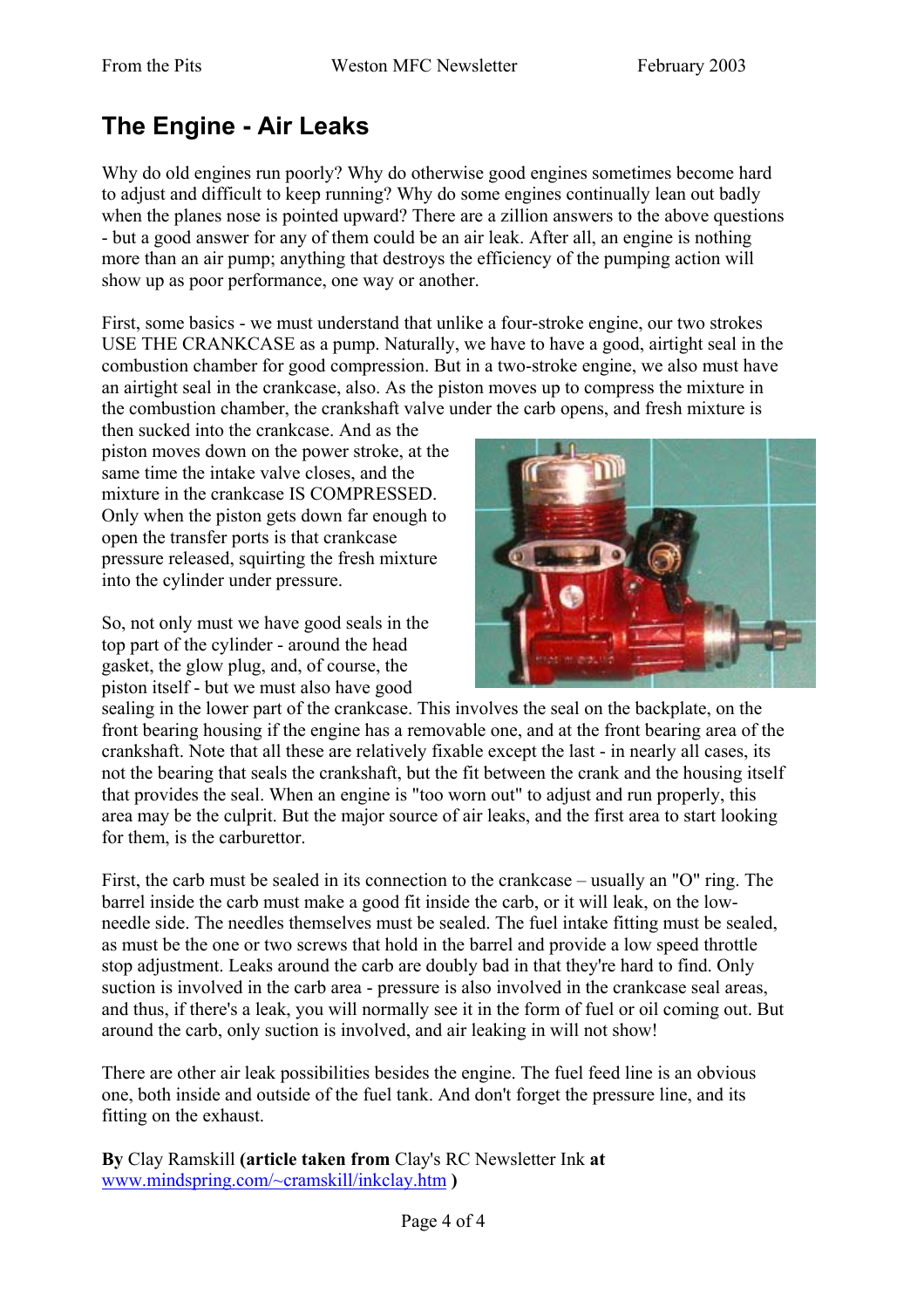## The Engine - Air Leaks

Why do old engines run poorly? Why do otherwise good engines sometimes become hard to adjust and difficult to keep running? Why do some engines continually lean out badly when the planes nose is pointed upward? There are a zillion answers to the above questions - but a good answer for any of them could be an air leak. After all, an engine is nothing more than an air pump; anything that destroys the efficiency of the pumping action will show up as poor performance, one way or another.

First, some basics - we must understand that unlike a four-stroke engine, our two strokes USE THE CRANKCASE as a pump. Naturally, we have to have a good, airtight seal in the combustion chamber for good compression. But in a two-stroke engine, we also must have an airtight seal in the crankcase, also. As the piston moves up to compress the mixture in the combustion chamber, the crankshaft valve under the carb opens, and fresh mixture is then sucked into the crankcase. And as the piston moves down on the power stroke, at the same time the intake valve closes, and the mixture in the crankcase IS COMPRESSED. Only when the piston gets down far enough to open the transfer ports is that crankcase pressure released, squirting the fresh mixture into the cylinder under pressure.

So, not only must we have good seals in the top part of the cylinder - around the head gasket, the glow plug, and, of course, the piston itself - but we must also have good sealing in the lower part of the crankcase. This involves the seal on the backplate, on the front bearing housing if the engine has a removable one, and at the front bearing area of the crankshaft. Note that all these are relatively fixable except the last - in nearly all cases, its not the bearing that seals the crankshaft, but the fit between the crank and the housing itself that provides the seal. When an engine is "too worn out" to adjust and run properly, this area may be the culprit. But the major source of air leaks, and the first area to start looking for them, is the carburettor.

First, the carb must be sealed in its connection to the crankcase – usually an "O" ring. The barrel inside the carb must make a good fit inside the carb, or it will leak, on the low-needle side. The needles themselves must be sealed. The fuel intake fitting must be sealed, as must be the one or two screws that hold in the barrel and provide a low speed throttle stop adjustment. Leaks around the carb are doubly bad in that they're hard to find. Only suction is involved in the carb area - pressure is also involved in the crankcase seal areas, and thus, if there's a leak, you will normally see it in the form of fuel or oil coming out. But around the carb, only suction is involved, and air leaking in will not show!

There are other air leak possibilities besides the engine. The fuel feed line is an obvious one, both inside and outside of the fuel tank. And don't forget the pressure line, and its fitting on the exhaust.

**By** Clay Ramskill **(article taken from** Clay's RC Newsletter Ink **at** www.mindspring.com/~cramskill/inkclay.htm **)**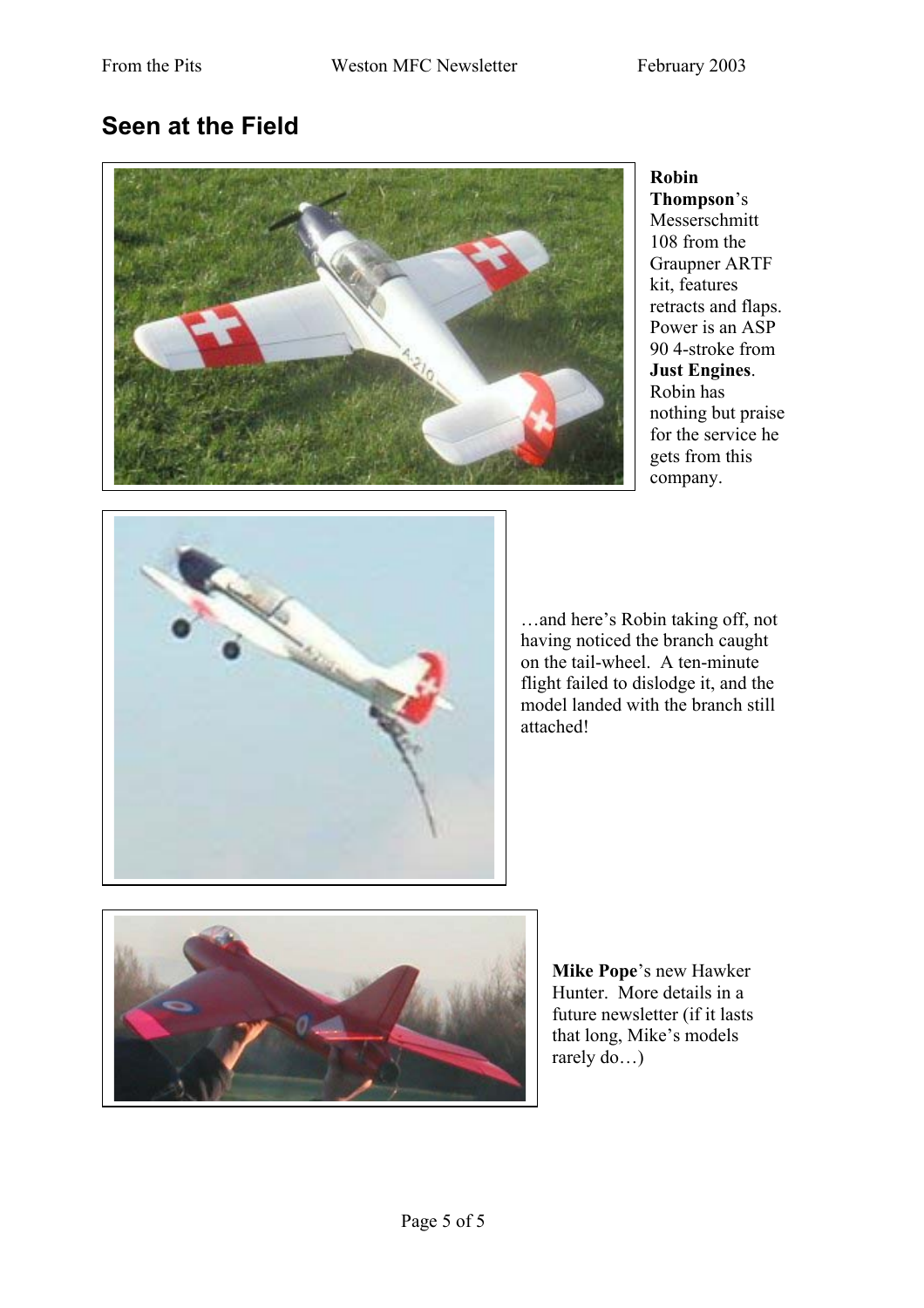## Seen at the Field

**Robin Thompson**'s Messerschmitt 108 from the Graupner ARTF kit, features retracts and flaps. Power is an ASP 90 4-stroke from **Just Engines**. Robin has nothing but praise for the service he gets from this company.

…and here's Robin taking off, not having noticed the branch caught on the tail-wheel. A ten-minute flight failed to dislodge it, and the model landed with the branch still attached!

**Mike Pope**'s new Hawker Hunter. More details in a future newsletter (if it lasts that long, Mike's models rarely do…)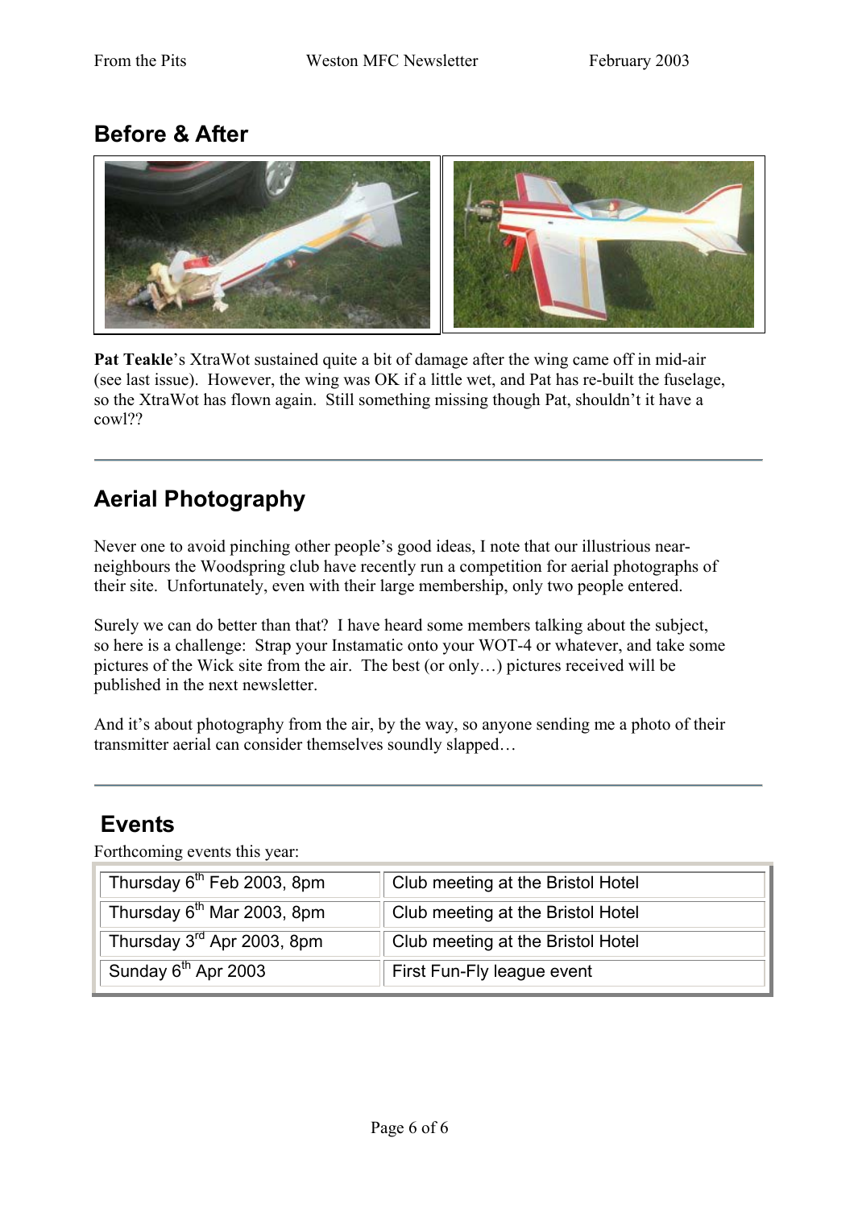## Before & After

**Pat Teakle**'s XtraWot sustained quite a bit of damage after the wing came off in mid-air (see last issue). However, the wing was OK if a little wet, and Pat has re-built the fuselage, so the XtraWot has flown again. Still something missing though Pat, shouldn't it have a cowl??

---

## Aerial Photography

Never one to avoid pinching other people's good ideas, I note that our illustrious near-neighbours the Woodspring club have recently run a competition for aerial photographs of their site. Unfortunately, even with their large membership, only two people entered.

Surely we can do better than that? I have heard some members talking about the subject, so here is a challenge: Strap your Instamatic onto your WOT-4 or whatever, and take some pictures of the Wick site from the air. The best (or only…) pictures received will be published in the next newsletter.

And it's about photography from the air, by the way, so anyone sending me a photo of their transmitter aerial can consider themselves soundly slapped…

---

## Events

Forthcoming events this year:

| | |
|---|---|
| Thursday 6th Feb 2003, 8pm | Club meeting at the Bristol Hotel |
| Thursday 6th Mar 2003, 8pm | Club meeting at the Bristol Hotel |
| Thursday 3rd Apr 2003, 8pm | Club meeting at the Bristol Hotel |
| Sunday 6th Apr 2003 | First Fun-Fly league event |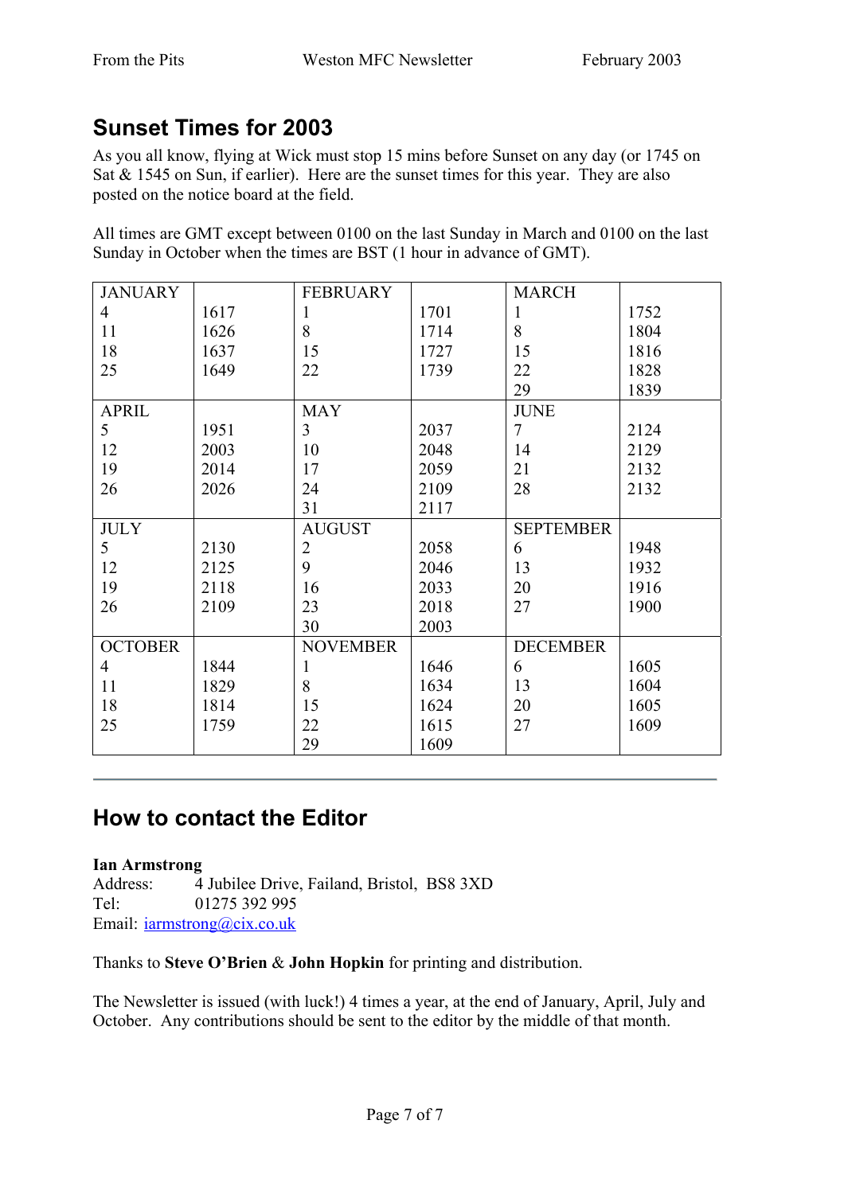## Sunset Times for 2003

As you all know, flying at Wick must stop 15 mins before Sunset on any day (or 1745 on Sat & 1545 on Sun, if earlier). Here are the sunset times for this year. They are also posted on the notice board at the field.

All times are GMT except between 0100 on the last Sunday in March and 0100 on the last Sunday in October when the times are BST (1 hour in advance of GMT).

| JANUARY | | FEBRUARY | | MARCH | |
|---|---|---|---|---|---|
| 4 | 1617 | 1 | 1701 | 1 | 1752 |
| 11 | 1626 | 8 | 1714 | 8 | 1804 |
| 18 | 1637 | 15 | 1727 | 15 | 1816 |
| 25 | 1649 | 22 | 1739 | 22 | 1828 |
| | | | | 29 | 1839 |
| **APRIL** | | **MAY** | | **JUNE** | |
| 5 | 1951 | 3 | 2037 | 7 | 2124 |
| 12 | 2003 | 10 | 2048 | 14 | 2129 |
| 19 | 2014 | 17 | 2059 | 21 | 2132 |
| 26 | 2026 | 24 | 2109 | 28 | 2132 |
| | | 31 | 2117 | | |
| **JULY** | | **AUGUST** | | **SEPTEMBER** | |
| 5 | 2130 | 2 | 2058 | 6 | 1948 |
| 12 | 2125 | 9 | 2046 | 13 | 1932 |
| 19 | 2118 | 16 | 2033 | 20 | 1916 |
| 26 | 2109 | 23 | 2018 | 27 | 1900 |
| | | 30 | 2003 | | |
| **OCTOBER** | | **NOVEMBER** | | **DECEMBER** | |
| 4 | 1844 | 1 | 1646 | 6 | 1605 |
| 11 | 1829 | 8 | 1634 | 13 | 1604 |
| 18 | 1814 | 15 | 1624 | 20 | 1605 |
| 25 | 1759 | 22 | 1615 | 27 | 1609 |
| | | 29 | 1609 | | |

---

## How to contact the Editor

**Ian Armstrong**
Address: 4 Jubilee Drive, Failand, Bristol, BS8 3XD
Tel: 01275 392 995
Email: iarmstrong@cix.co.uk

Thanks to **Steve O'Brien** & **John Hopkin** for printing and distribution.

The Newsletter is issued (with luck!) 4 times a year, at the end of January, April, July and October. Any contributions should be sent to the editor by the middle of that month.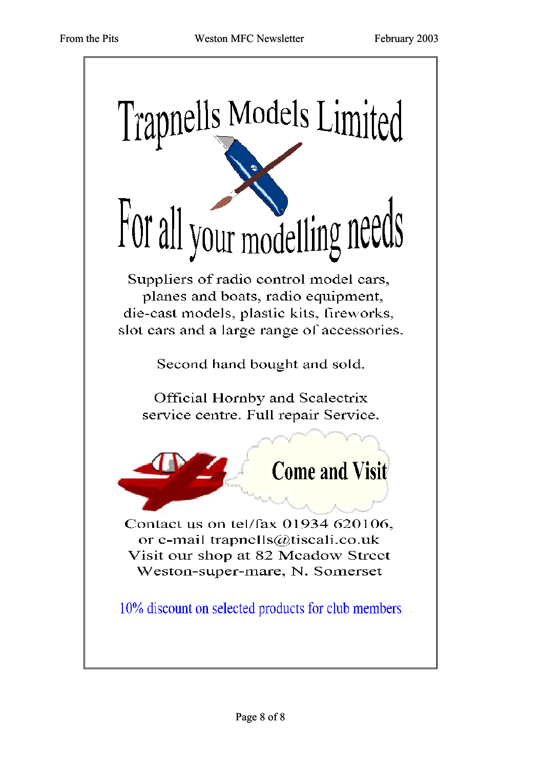# Trapnells Models Limited

# For all your modelling needs

Suppliers of radio control model cars, planes and boats, radio equipment, die-cast models, plastic kits, fireworks, slot cars and a large range of accessories.

Second hand bought and sold.

Official Hornby and Scalectrix service centre. Full repair Service.

## Come and Visit

Contact us on tel/fax 01934 620106,
or e-mail trapnells@tiscali.co.uk
Visit our shop at 82 Meadow Street
Weston-super-mare, N. Somerset

10% discount on selected products for club members